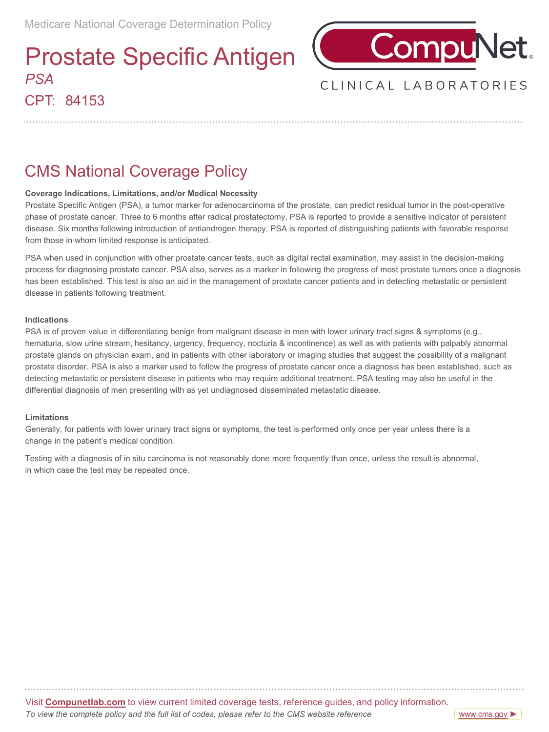Medicare National Coverage Determination Policy

# Prostate Specific Antigen

*PSA*

CPT: 84153

CompuNet CLINICAL LABORATORIES

## CMS National Coverage Policy

**Coverage Indications, Limitations, and/or Medical Necessity**

Prostate Specific Antigen (PSA), a tumor marker for adenocarcinoma of the prostate, can predict residual tumor in the post-operative phase of prostate cancer. Three to 6 months after radical prostatectomy, PSA is reported to provide a sensitive indicator of persistent disease. Six months following introduction of antiandrogen therapy, PSA is reported of distinguishing patients with favorable response from those in whom limited response is anticipated.

PSA when used in conjunction with other prostate cancer tests, such as digital rectal examination, may assist in the decision-making process for diagnosing prostate cancer. PSA also, serves as a marker in following the progress of most prostate tumors once a diagnosis has been established. This test is also an aid in the management of prostate cancer patients and in detecting metastatic or persistent disease in patients following treatment.

**Indications**

PSA is of proven value in differentiating benign from malignant disease in men with lower urinary tract signs & symptoms (e.g., hematuria, slow urine stream, hesitancy, urgency, frequency, nocturia & incontinence) as well as with patients with palpably abnormal prostate glands on physician exam, and in patients with other laboratory or imaging studies that suggest the possibility of a malignant prostate disorder. PSA is also a marker used to follow the progress of prostate cancer once a diagnosis has been established, such as detecting metastatic or persistent disease in patients who may require additional treatment. PSA testing may also be useful in the differential diagnosis of men presenting with as yet undiagnosed disseminated metastatic disease.

**Limitations**

Generally, for patients with lower urinary tract signs or symptoms, the test is performed only once per year unless there is a change in the patient's medical condition.

Testing with a diagnosis of in situ carcinoma is not reasonably done more frequently than once, unless the result is abnormal, in which case the test may be repeated once.

Visit **Compunetlab.com** to view current limited coverage tests, reference guides, and policy information.

*To view the complete policy and the full list of codes, please refer to the CMS website reference*

www.cms.gov ►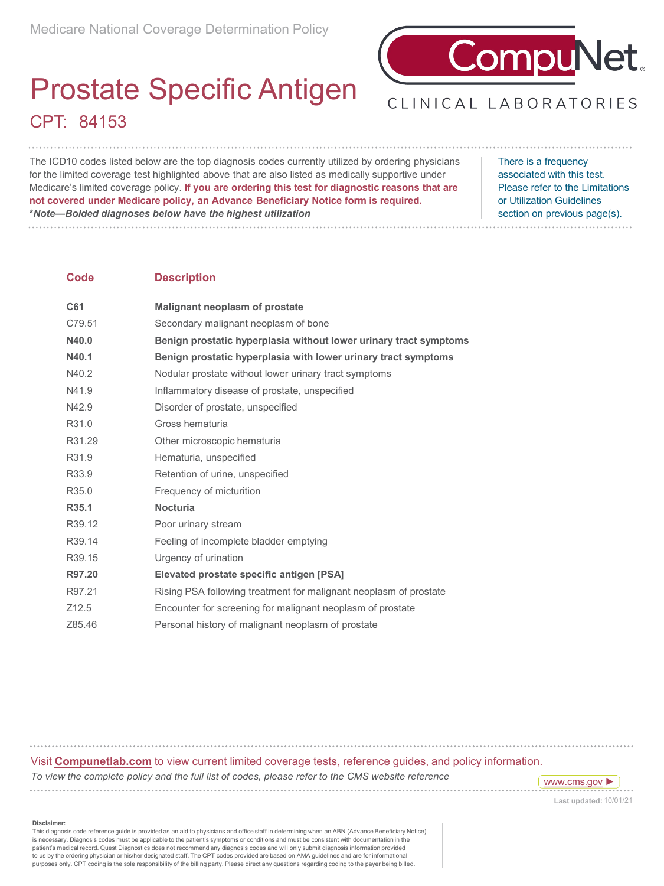Medicare National Coverage Determination Policy

# Prostate Specific Antigen

## CPT: 84153

The ICD10 codes listed below are the top diagnosis codes currently utilized by ordering physicians for the limited coverage test highlighted above that are also listed as medically supportive under Medicare's limited coverage policy. **If you are ordering this test for diagnostic reasons that are not covered under Medicare policy, an Advance Beneficiary Notice form is required.**
***Note—Bolded diagnoses below have the highest utilization***

There is a frequency associated with this test. Please refer to the Limitations or Utilization Guidelines section on previous page(s).

| Code | Description |
|---|---|
| **C61** | **Malignant neoplasm of prostate** |
| C79.51 | Secondary malignant neoplasm of bone |
| **N40.0** | **Benign prostatic hyperplasia without lower urinary tract symptoms** |
| **N40.1** | **Benign prostatic hyperplasia with lower urinary tract symptoms** |
| N40.2 | Nodular prostate without lower urinary tract symptoms |
| N41.9 | Inflammatory disease of prostate, unspecified |
| N42.9 | Disorder of prostate, unspecified |
| R31.0 | Gross hematuria |
| R31.29 | Other microscopic hematuria |
| R31.9 | Hematuria, unspecified |
| R33.9 | Retention of urine, unspecified |
| R35.0 | Frequency of micturition |
| **R35.1** | **Nocturia** |
| R39.12 | Poor urinary stream |
| R39.14 | Feeling of incomplete bladder emptying |
| R39.15 | Urgency of urination |
| **R97.20** | **Elevated prostate specific antigen [PSA]** |
| R97.21 | Rising PSA following treatment for malignant neoplasm of prostate |
| Z12.5 | Encounter for screening for malignant neoplasm of prostate |
| Z85.46 | Personal history of malignant neoplasm of prostate |

Visit **Compunetlab.com** to view current limited coverage tests, reference guides, and policy information.

*To view the complete policy and the full list of codes, please refer to the CMS website reference* www.cms.gov

**Last updated:** 10/01/21

**Disclaimer:**
This diagnosis code reference guide is provided as an aid to physicians and office staff in determining when an ABN (Advance Beneficiary Notice) is necessary. Diagnosis codes must be applicable to the patient's symptoms or conditions and must be consistent with documentation in the patient's medical record. Quest Diagnostics does not recommend any diagnosis codes and will only submit diagnosis information provided to us by the ordering physician or his/her designated staff. The CPT codes provided are based on AMA guidelines and are for informational purposes only. CPT coding is the sole responsibility of the billing party. Please direct any questions regarding coding to the payer being billed.